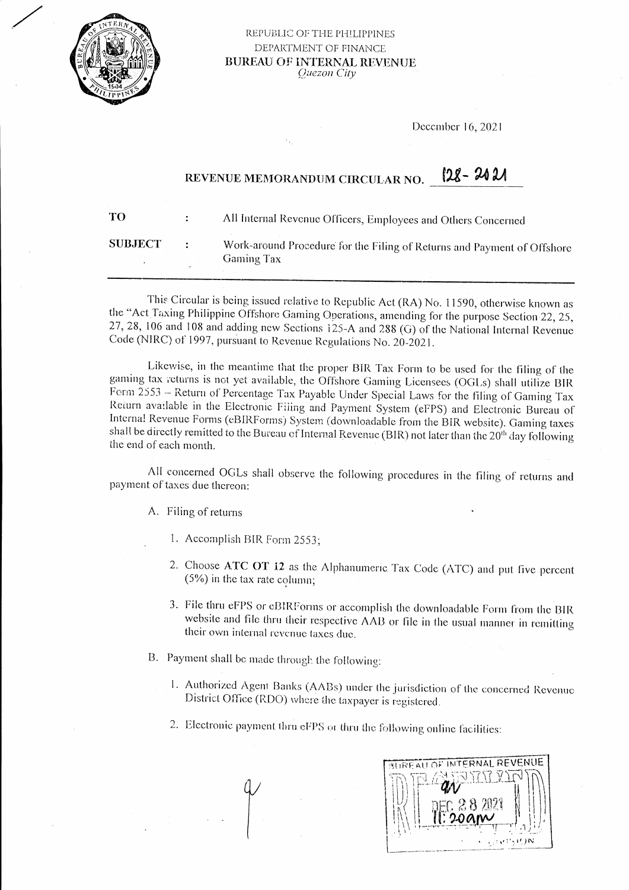REPUBLIC OF THE PHILIPPINES
DEPARTMENT OF FINANCE
**BUREAU OF INTERNAL REVENUE**
*Quezon City*

December 16, 2021

## REVENUE MEMORANDUM CIRCULAR NO. 128-2021

| | | |
|---|---|---|
| **TO** | : | All Internal Revenue Officers, Employees and Others Concerned |
| **SUBJECT** | : | Work-around Procedure for the Filing of Returns and Payment of Offshore Gaming Tax |

This Circular is being issued relative to Republic Act (RA) No. 11590, otherwise known as the "Act Taxing Philippine Offshore Gaming Operations, amending for the purpose Section 22, 25, 27, 28, 106 and 108 and adding new Sections 125-A and 288 (G) of the National Internal Revenue Code (NIRC) of 1997, pursuant to Revenue Regulations No. 20-2021.

Likewise, in the meantime that the proper BIR Tax Form to be used for the filing of the gaming tax returns is not yet available, the Offshore Gaming Licensees (OGLs) shall utilize BIR Form 2553 – Return of Percentage Tax Payable Under Special Laws for the filing of Gaming Tax Return available in the Electronic Filing and Payment System (eFPS) and Electronic Bureau of Internal Revenue Forms (eBIRForms) System (downloadable from the BIR website). Gaming taxes shall be directly remitted to the Bureau of Internal Revenue (BIR) not later than the 20th day following the end of each month.

All concerned OGLs shall observe the following procedures in the filing of returns and payment of taxes due thereon:

A. Filing of returns

   1. Accomplish BIR Form 2553;

   2. Choose **ATC OT 12** as the Alphanumeric Tax Code (ATC) and put five percent (5%) in the tax rate column;

   3. File thru eFPS or eBIRForms or accomplish the downloadable Form from the BIR website and file thru their respective AAB or file in the usual manner in remitting their own internal revenue taxes due.

B. Payment shall be made through the following:

   1. Authorized Agent Banks (AABs) under the jurisdiction of the concerned Revenue District Office (RDO) where the taxpayer is registered.

   2. Electronic payment thru eFPS or thru the following online facilities: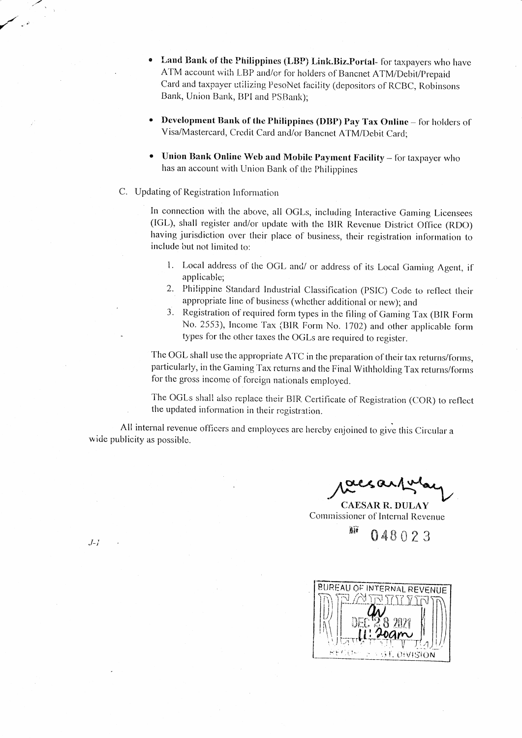- **Land Bank of the Philippines (LBP) Link.Biz.Portal**- for taxpayers who have ATM account with LBP and/or for holders of Bancnet ATM/Debit/Prepaid Card and taxpayer utilizing PesoNet facility (depositors of RCBC, Robinsons Bank, Union Bank, BPI and PSBank);

- **Development Bank of the Philippines (DBP) Pay Tax Online** – for holders of Visa/Mastercard, Credit Card and/or Bancnet ATM/Debit Card;

- **Union Bank Online Web and Mobile Payment Facility** – for taxpayer who has an account with Union Bank of the Philippines

C. Updating of Registration Information

In connection with the above, all OGLs, including Interactive Gaming Licensees (IGL), shall register and/or update with the BIR Revenue District Office (RDO) having jurisdiction over their place of business, their registration information to include but not limited to:

1. Local address of the OGL and/ or address of its Local Gaming Agent, if applicable;
2. Philippine Standard Industrial Classification (PSIC) Code to reflect their appropriate line of business (whether additional or new); and
3. Registration of required form types in the filing of Gaming Tax (BIR Form No. 2553), Income Tax (BIR Form No. 1702) and other applicable form types for the other taxes the OGLs are required to register.

The OGL shall use the appropriate ATC in the preparation of their tax returns/forms, particularly, in the Gaming Tax returns and the Final Withholding Tax returns/forms for the gross income of foreign nationals employed.

The OGLs shall also replace their BIR Certificate of Registration (COR) to reflect the updated information in their registration.

All internal revenue officers and employees are hereby enjoined to give this Circular a wide publicity as possible.

**CAESAR R. DULAY**
Commissioner of Internal Revenue

048023

J-1

BUREAU OF INTERNAL REVENUE
RECEIVED
DEC 28 2021
11:20am
RECORDS MGT. DIVISION